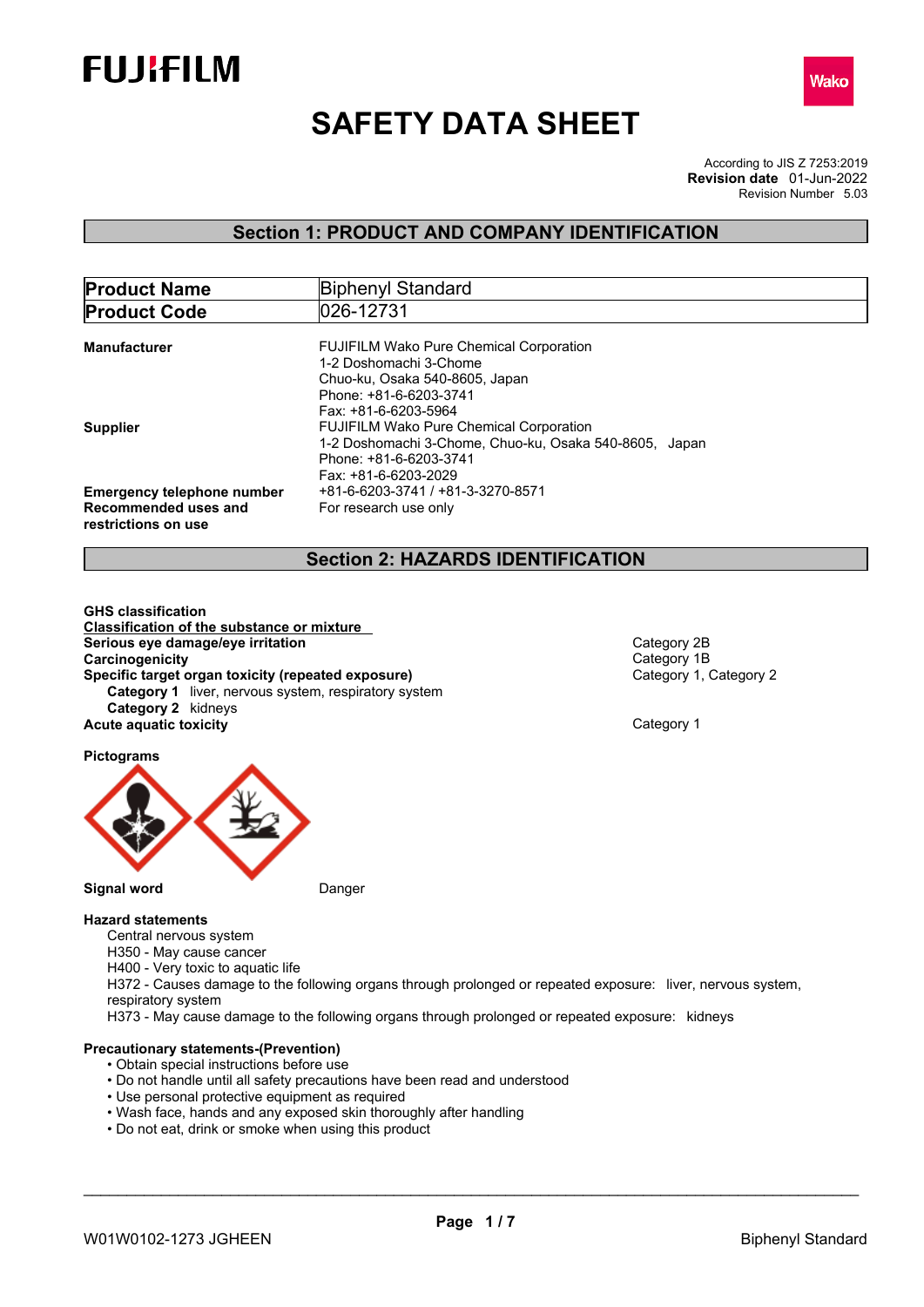FUJIFILM

Wako

# SAFETY DATA SHEET

According to JIS Z 7253:2019
**Revision date** 01-Jun-2022
Revision Number 5.03

## Section 1: PRODUCT AND COMPANY IDENTIFICATION

| **Product Name** | Biphenyl Standard |
|---|---|
| **Product Code** | 026-12731 |

**Manufacturer**
FUJIFILM Wako Pure Chemical Corporation
1-2 Doshomachi 3-Chome
Chuo-ku, Osaka 540-8605, Japan
Phone: +81-6-6203-3741
Fax: +81-6-6203-5964

**Supplier**
FUJIFILM Wako Pure Chemical Corporation
1-2 Doshomachi 3-Chome, Chuo-ku, Osaka 540-8605, Japan
Phone: +81-6-6203-3741
Fax: +81-6-6203-2029

**Emergency telephone number** +81-6-6203-3741 / +81-3-3270-8571

**Recommended uses and restrictions on use** For research use only

## Section 2: HAZARDS IDENTIFICATION

**GHS classification**

**Classification of the substance or mixture**

| | |
|---|---|
| **Serious eye damage/eye irritation** | Category 2B |
| **Carcinogenicity** | Category 1B |
| **Specific target organ toxicity (repeated exposure)** | Category 1, Category 2 |
| **Category 1** liver, nervous system, respiratory system | |
| **Category 2** kidneys | |
| **Acute aquatic toxicity** | Category 1 |

**Pictograms**

**Signal word** Danger

**Hazard statements**

Central nervous system
H350 - May cause cancer
H400 - Very toxic to aquatic life
H372 - Causes damage to the following organs through prolonged or repeated exposure: liver, nervous system, respiratory system
H373 - May cause damage to the following organs through prolonged or repeated exposure: kidneys

**Precautionary statements-(Prevention)**

- Obtain special instructions before use
- Do not handle until all safety precautions have been read and understood
- Use personal protective equipment as required
- Wash face, hands and any exposed skin thoroughly after handling
- Do not eat, drink or smoke when using this product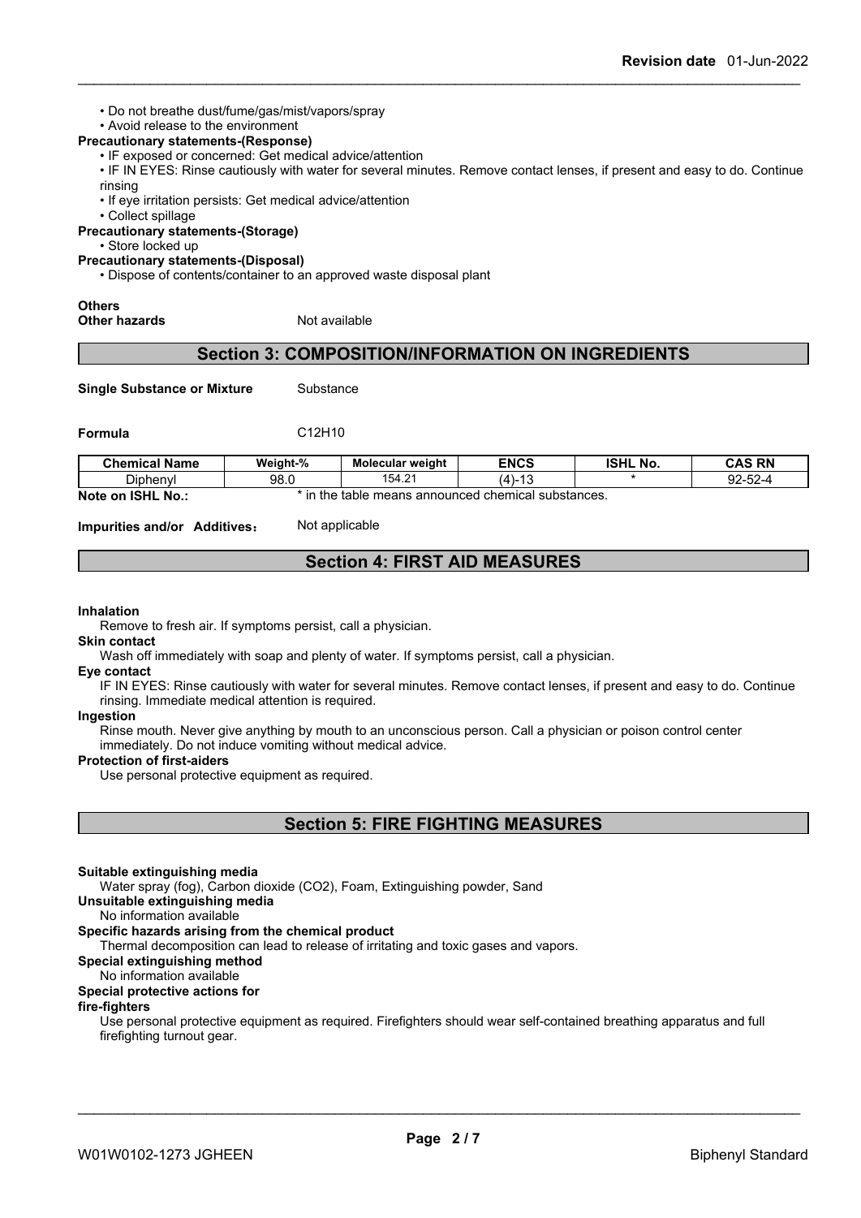- Do not breathe dust/fume/gas/mist/vapors/spray
- Avoid release to the environment

**Precautionary statements-(Response)**

- IF exposed or concerned: Get medical advice/attention
- IF IN EYES: Rinse cautiously with water for several minutes. Remove contact lenses, if present and easy to do. Continue rinsing
- If eye irritation persists: Get medical advice/attention
- Collect spillage

**Precautionary statements-(Storage)**

- Store locked up

**Precautionary statements-(Disposal)**

- Dispose of contents/container to an approved waste disposal plant

**Others**

**Other hazards** Not available

## Section 3: COMPOSITION/INFORMATION ON INGREDIENTS

**Single Substance or Mixture** Substance

**Formula** $C_{12}H_{10}$

| Chemical Name | Weight-% | Molecular weight | ENCS | ISHL No. | CAS RN |
|---|---|---|---|---|---|
| Diphenyl | 98.0 | 154.21 | (4)-13 | * | 92-52-4 |

**Note on ISHL No.:** * in the table means announced chemical substances.

**Impurities and/or Additives**： Not applicable

## Section 4: FIRST AID MEASURES

**Inhalation**

Remove to fresh air. If symptoms persist, call a physician.

**Skin contact**

Wash off immediately with soap and plenty of water. If symptoms persist, call a physician.

**Eye contact**

IF IN EYES: Rinse cautiously with water for several minutes. Remove contact lenses, if present and easy to do. Continue rinsing. Immediate medical attention is required.

**Ingestion**

Rinse mouth. Never give anything by mouth to an unconscious person. Call a physician or poison control center immediately. Do not induce vomiting without medical advice.

**Protection of first-aiders**

Use personal protective equipment as required.

## Section 5: FIRE FIGHTING MEASURES

**Suitable extinguishing media**

Water spray (fog), Carbon dioxide ($CO_2$), Foam, Extinguishing powder, Sand

**Unsuitable extinguishing media**

No information available

**Specific hazards arising from the chemical product**

Thermal decomposition can lead to release of irritating and toxic gases and vapors.

**Special extinguishing method**

No information available

**Special protective actions for fire-fighters**

Use personal protective equipment as required. Firefighters should wear self-contained breathing apparatus and full firefighting turnout gear.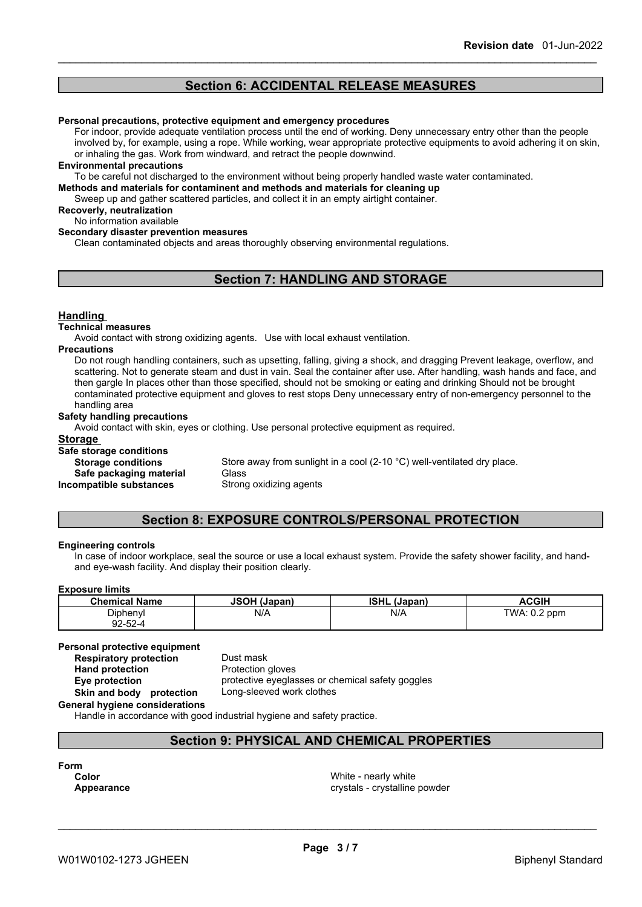## Section 6: ACCIDENTAL RELEASE MEASURES

**Personal precautions, protective equipment and emergency procedures**

For indoor, provide adequate ventilation process until the end of working. Deny unnecessary entry other than the people involved by, for example, using a rope. While working, wear appropriate protective equipments to avoid adhering it on skin, or inhaling the gas. Work from windward, and retract the people downwind.

**Environmental precautions**

To be careful not discharged to the environment without being properly handled waste water contaminated.

**Methods and materials for contaminent and methods and materials for cleaning up**

Sweep up and gather scattered particles, and collect it in an empty airtight container.

**Recoverly, neutralization**

No information available

**Secondary disaster prevention measures**

Clean contaminated objects and areas thoroughly observing environmental regulations.

## Section 7: HANDLING AND STORAGE

### Handling

**Technical measures**

Avoid contact with strong oxidizing agents. Use with local exhaust ventilation.

**Precautions**

Do not rough handling containers, such as upsetting, falling, giving a shock, and dragging Prevent leakage, overflow, and scattering. Not to generate steam and dust in vain. Seal the container after use. After handling, wash hands and face, and then gargle In places other than those specified, should not be smoking or eating and drinking Should not be brought contaminated protective equipment and gloves to rest stops Deny unnecessary entry of non-emergency personnel to the handling area

**Safety handling precautions**

Avoid contact with skin, eyes or clothing. Use personal protective equipment as required.

### Storage

**Safe storage conditions**

**Storage conditions** Store away from sunlight in a cool (2-10 °C) well-ventilated dry place.

**Safe packaging material** Glass

**Incompatible substances** Strong oxidizing agents

## Section 8: EXPOSURE CONTROLS/PERSONAL PROTECTION

**Engineering controls**

In case of indoor workplace, seal the source or use a local exhaust system. Provide the safety shower facility, and hand- and eye-wash facility. And display their position clearly.

**Exposure limits**

| Chemical Name | JSOH (Japan) | ISHL (Japan) | ACGIH |
|---|---|---|---|
| Diphenyl 92-52-4 | N/A | N/A | TWA: 0.2 ppm |

**Personal protective equipment**

**Respiratory protection** Dust mask

**Hand protection** Protection gloves

**Eye protection** protective eyeglasses or chemical safety goggles

**Skin and body protection** Long-sleeved work clothes

**General hygiene considerations**

Handle in accordance with good industrial hygiene and safety practice.

## Section 9: PHYSICAL AND CHEMICAL PROPERTIES

**Form**

**Color** White - nearly white

**Appearance** crystals - crystalline powder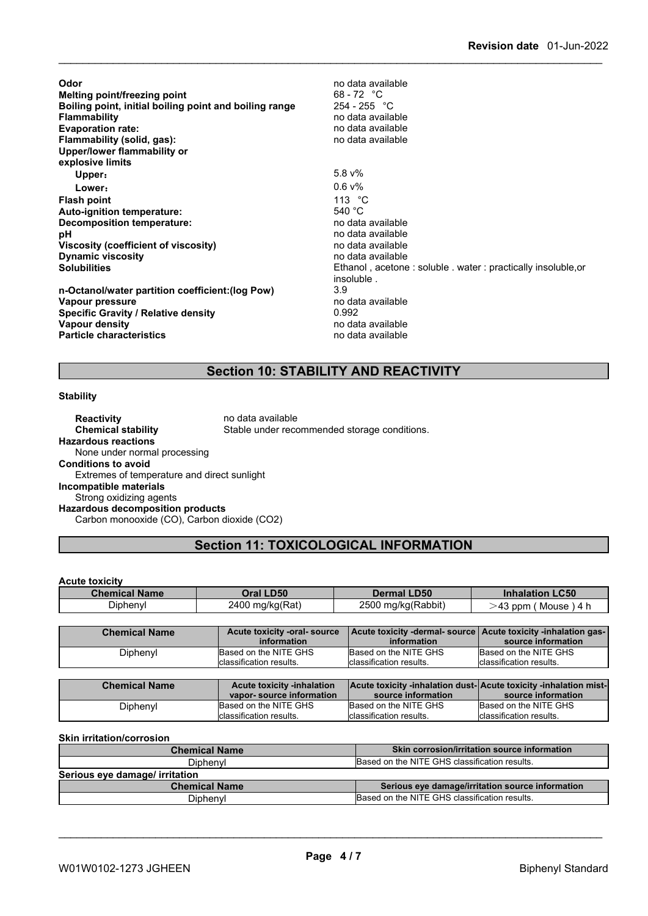| | |
|---|---|
| **Odor** | no data available |
| **Melting point/freezing point** | 68 - 72 °C |
| **Boiling point, initial boiling point and boiling range** | 254 - 255 °C |
| **Flammability** | no data available |
| **Evaporation rate:** | no data available |
| **Flammability (solid, gas):** | no data available |
| **Upper/lower flammability or explosive limits** | |
| **Upper：** | 5.8 v% |
| **Lower：** | 0.6 v% |
| **Flash point** | 113 °C |
| **Auto-ignition temperature:** | 540 °C |
| **Decomposition temperature:** | no data available |
| **pH** | no data available |
| **Viscosity (coefficient of viscosity)** | no data available |
| **Dynamic viscosity** | no data available |
| **Solubilities** | Ethanol , acetone : soluble . water : practically insoluble,or insoluble . |
| **n-Octanol/water partition coefficient:(log Pow)** | 3.9 |
| **Vapour pressure** | no data available |
| **Specific Gravity / Relative density** | 0.992 |
| **Vapour density** | no data available |
| **Particle characteristics** | no data available |

## Section 10: STABILITY AND REACTIVITY

**Stability**

**Reactivity** no data available

**Chemical stability** Stable under recommended storage conditions.

**Hazardous reactions**

None under normal processing

**Conditions to avoid**

Extremes of temperature and direct sunlight

**Incompatible materials**

Strong oxidizing agents

**Hazardous decomposition products**

Carbon monooxide (CO), Carbon dioxide ($CO_2$)

## Section 11: TOXICOLOGICAL INFORMATION

**Acute toxicity**

| Chemical Name | Oral LD50 | Dermal LD50 | Inhalation LC50 |
|---|---|---|---|
| Diphenyl | 2400 mg/kg(Rat) | 2500 mg/kg(Rabbit) | ＞43 ppm ( Mouse ) 4 h |

| Chemical Name | Acute toxicity -oral- source information | Acute toxicity -dermal- source information | Acute toxicity -inhalation gas- source information |
|---|---|---|---|
| Diphenyl | Based on the NITE GHS classification results. | Based on the NITE GHS classification results. | Based on the NITE GHS classification results. |

| Chemical Name | Acute toxicity -inhalation vapor- source information | Acute toxicity -inhalation dust- source information | Acute toxicity -inhalation mist- source information |
|---|---|---|---|
| Diphenyl | Based on the NITE GHS classification results. | Based on the NITE GHS classification results. | Based on the NITE GHS classification results. |

**Skin irritation/corrosion**

| Chemical Name | Skin corrosion/irritation source information |
|---|---|
| Diphenyl | Based on the NITE GHS classification results. |

**Serious eye damage/ irritation**

| Chemical Name | Serious eye damage/irritation source information |
|---|---|
| Diphenyl | Based on the NITE GHS classification results. |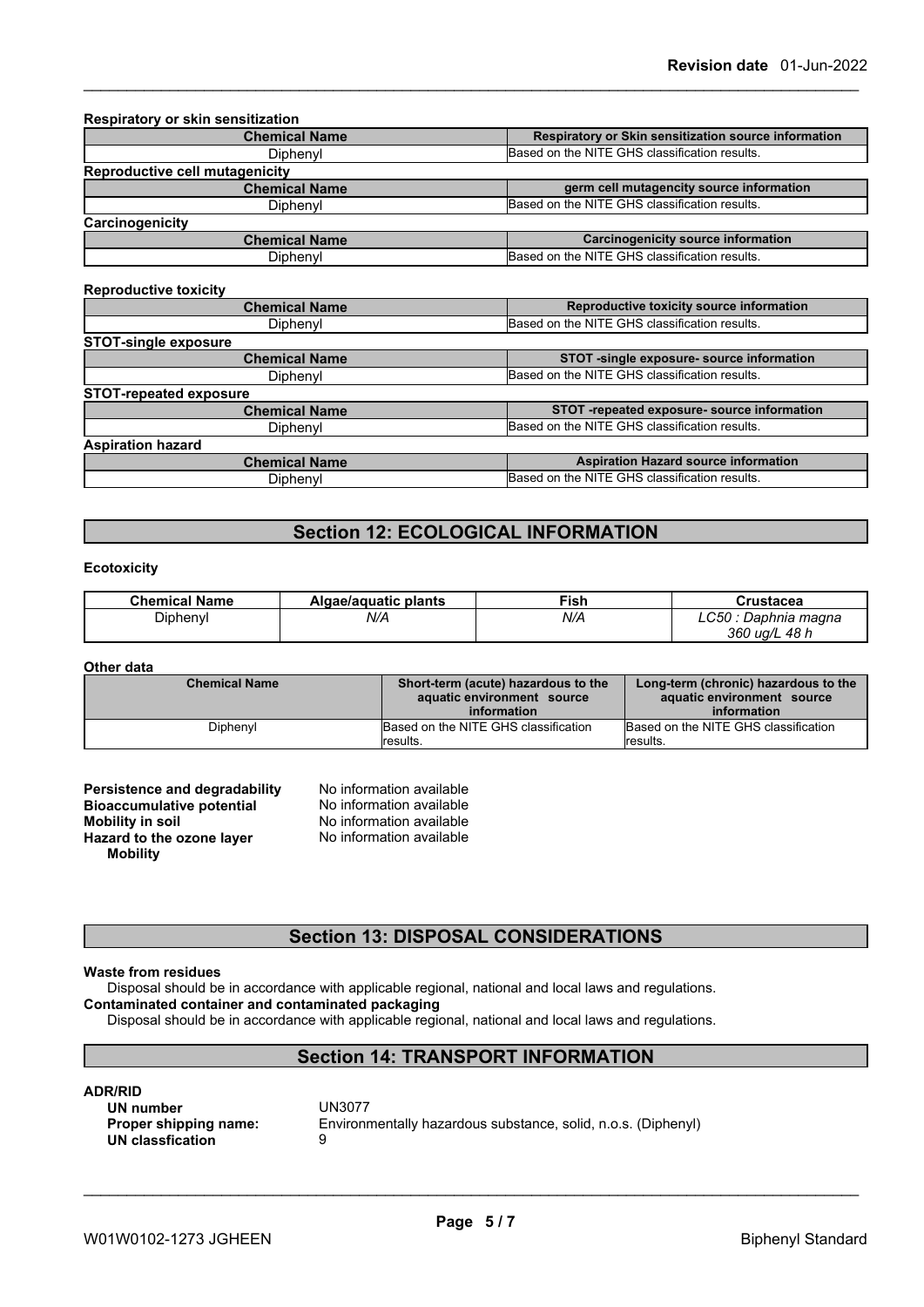**Respiratory or skin sensitization**

| Chemical Name | Respiratory or Skin sensitization source information |
| --- | --- |
| Diphenyl | Based on the NITE GHS classification results. |

**Reproductive cell mutagenicity**

| Chemical Name | germ cell mutagencity source information |
| --- | --- |
| Diphenyl | Based on the NITE GHS classification results. |

**Carcinogenicity**

| Chemical Name | Carcinogenicity source information |
| --- | --- |
| Diphenyl | Based on the NITE GHS classification results. |

**Reproductive toxicity**

| Chemical Name | Reproductive toxicity source information |
| --- | --- |
| Diphenyl | Based on the NITE GHS classification results. |

**STOT-single exposure**

| Chemical Name | STOT -single exposure- source information |
| --- | --- |
| Diphenyl | Based on the NITE GHS classification results. |

**STOT-repeated exposure**

| Chemical Name | STOT -repeated exposure- source information |
| --- | --- |
| Diphenyl | Based on the NITE GHS classification results. |

**Aspiration hazard**

| Chemical Name | Aspiration Hazard source information |
| --- | --- |
| Diphenyl | Based on the NITE GHS classification results. |

## Section 12: ECOLOGICAL INFORMATION

**Ecotoxicity**

| Chemical Name | Algae/aquatic plants | Fish | Crustacea |
| --- | --- | --- | --- |
| Diphenyl | *N/A* | *N/A* | *LC50 : Daphnia magna 360 ug/L 48 h* |

**Other data**

| Chemical Name | Short-term (acute) hazardous to the aquatic environment source information | Long-term (chronic) hazardous to the aquatic environment source information |
| --- | --- | --- |
| Diphenyl | Based on the NITE GHS classification results. | Based on the NITE GHS classification results. |

**Persistence and degradability** No information available
**Bioaccumulative potential** No information available
**Mobility in soil** No information available
**Hazard to the ozone layer** No information available
**Mobility**

## Section 13: DISPOSAL CONSIDERATIONS

**Waste from residues**
Disposal should be in accordance with applicable regional, national and local laws and regulations.
**Contaminated container and contaminated packaging**
Disposal should be in accordance with applicable regional, national and local laws and regulations.

## Section 14: TRANSPORT INFORMATION

**ADR/RID**
**UN number** UN3077
**Proper shipping name:** Environmentally hazardous substance, solid, n.o.s. (Diphenyl)
**UN classfication** 9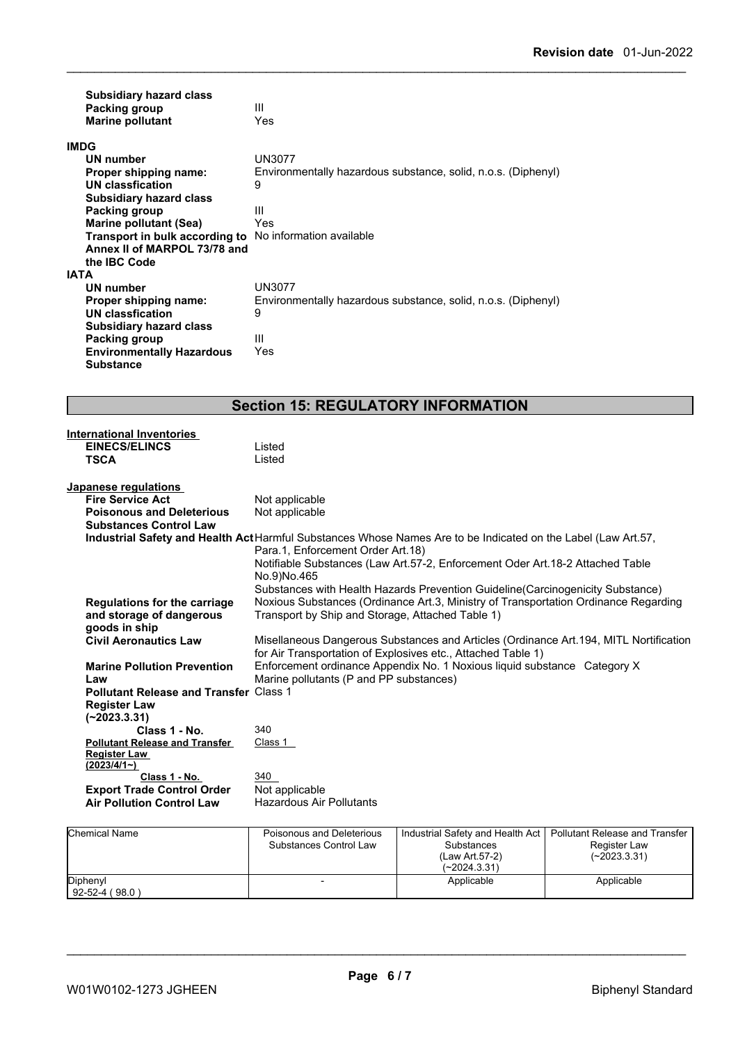| | |
|---|---|
| **Subsidiary hazard class** | |
| **Packing group** | III |
| **Marine pollutant** | Yes |

**IMDG**

| | |
|---|---|
| **UN number** | UN3077 |
| **Proper shipping name:** | Environmentally hazardous substance, solid, n.o.s. (Diphenyl) |
| **UN classfication** | 9 |
| **Subsidiary hazard class** | |
| **Packing group** | III |
| **Marine pollutant (Sea)** | Yes |
| **Transport in bulk according to Annex II of MARPOL 73/78 and the IBC Code** | No information available |

**IATA**

| | |
|---|---|
| **UN number** | UN3077 |
| **Proper shipping name:** | Environmentally hazardous substance, solid, n.o.s. (Diphenyl) |
| **UN classfication** | 9 |
| **Subsidiary hazard class** | |
| **Packing group** | III |
| **Environmentally Hazardous Substance** | Yes |

## Section 15: REGULATORY INFORMATION

**International Inventories**

| | |
|---|---|
| **EINECS/ELINCS** | Listed |
| **TSCA** | Listed |

**Japanese regulations**

| | |
|---|---|
| **Fire Service Act** | Not applicable |
| **Poisonous and Deleterious Substances Control Law** | Not applicable |
| **Industrial Safety and Health Act** | Harmful Substances Whose Names Are to be Indicated on the Label (Law Art.57, Para.1, Enforcement Order Art.18)<br>Notifiable Substances (Law Art.57-2, Enforcement Oder Art.18-2 Attached Table No.9)No.465<br>Substances with Health Hazards Prevention Guideline(Carcinogenicity Substance) |
| **Regulations for the carriage and storage of dangerous goods in ship** | Noxious Substances (Ordinance Art.3, Ministry of Transportation Ordinance Regarding Transport by Ship and Storage, Attached Table 1) |
| **Civil Aeronautics Law** | Misellaneous Dangerous Substances and Articles (Ordinance Art.194, MITL Nortification for Air Transportation of Explosives etc., Attached Table 1) |
| **Marine Pollution Prevention Law** | Enforcement ordinance Appendix No. 1 Noxious liquid substance Category X<br>Marine pollutants (P and PP substances) |
| **Pollutant Release and Transfer Register Law (~2023.3.31)** | Class 1 |
| **Class 1 - No.** | 340 |
| **Pollutant Release and Transfer Register Law (2023/4/1~)** | Class 1 |
| **Class 1 - No.** | 340 |
| **Export Trade Control Order** | Not applicable |
| **Air Pollution Control Law** | Hazardous Air Pollutants |

| Chemical Name | Poisonous and Deleterious Substances Control Law | Industrial Safety and Health Act Substances (Law Art.57-2) (~2024.3.31) | Pollutant Release and Transfer Register Law (~2023.3.31) |
|---|---|---|---|
| Diphenyl<br>92-52-4 ( 98.0 ) | - | Applicable | Applicable |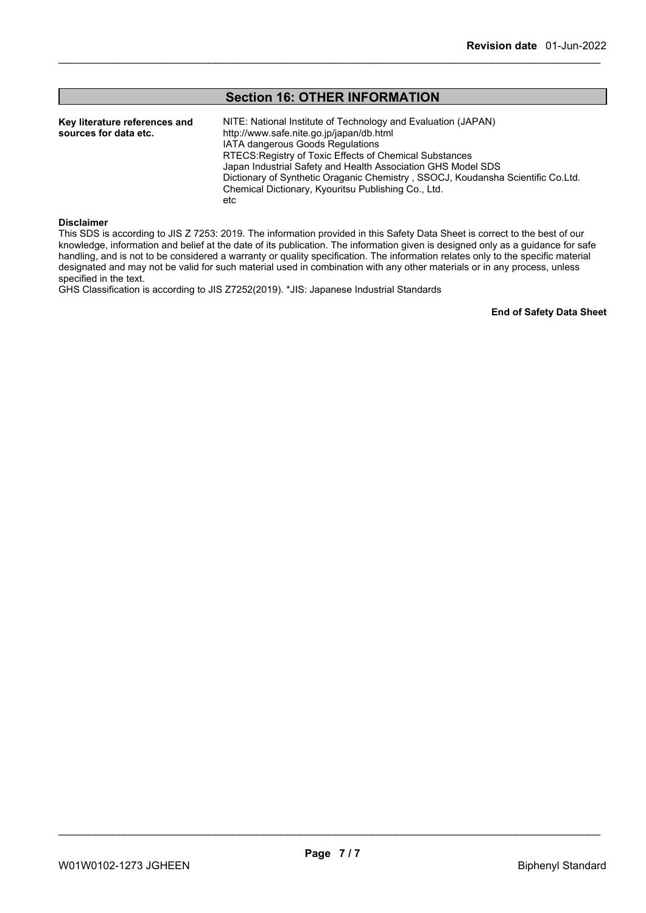## Section 16: OTHER INFORMATION

**Key literature references and sources for data etc.**

NITE: National Institute of Technology and Evaluation (JAPAN)
http://www.safe.nite.go.jp/japan/db.html
IATA dangerous Goods Regulations
RTECS:Registry of Toxic Effects of Chemical Substances
Japan Industrial Safety and Health Association GHS Model SDS
Dictionary of Synthetic Oraganic Chemistry , SSOCJ, Koudansha Scientific Co.Ltd.
Chemical Dictionary, Kyouritsu Publishing Co., Ltd.
etc

**Disclaimer**

This SDS is according to JIS Z 7253: 2019. The information provided in this Safety Data Sheet is correct to the best of our knowledge, information and belief at the date of its publication. The information given is designed only as a guidance for safe handling, and is not to be considered a warranty or quality specification. The information relates only to the specific material designated and may not be valid for such material used in combination with any other materials or in any process, unless specified in the text.

GHS Classification is according to JIS Z7252(2019). *JIS: Japanese Industrial Standards

**End of Safety Data Sheet**